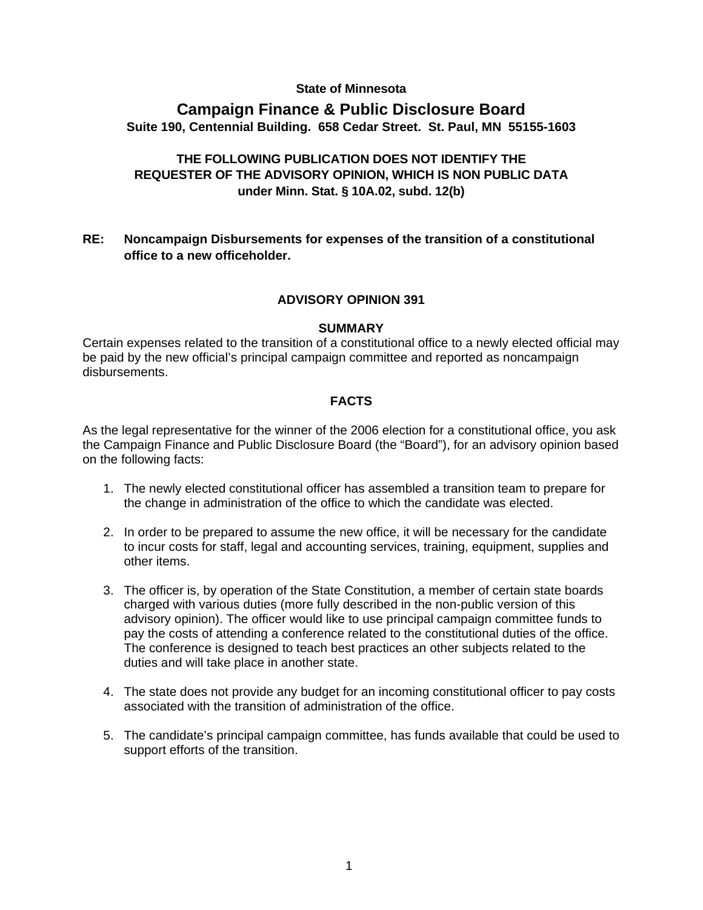**State of Minnesota**

# Campaign Finance & Public Disclosure Board

**Suite 190, Centennial Building. 658 Cedar Street. St. Paul, MN 55155-1603**

**THE FOLLOWING PUBLICATION DOES NOT IDENTIFY THE REQUESTER OF THE ADVISORY OPINION, WHICH IS NON PUBLIC DATA under Minn. Stat. § 10A.02, subd. 12(b)**

**RE: Noncampaign Disbursements for expenses of the transition of a constitutional office to a new officeholder.**

## ADVISORY OPINION 391

### SUMMARY

Certain expenses related to the transition of a constitutional office to a newly elected official may be paid by the new official's principal campaign committee and reported as noncampaign disbursements.

### FACTS

As the legal representative for the winner of the 2006 election for a constitutional office, you ask the Campaign Finance and Public Disclosure Board (the "Board"), for an advisory opinion based on the following facts:

1. The newly elected constitutional officer has assembled a transition team to prepare for the change in administration of the office to which the candidate was elected.
2. In order to be prepared to assume the new office, it will be necessary for the candidate to incur costs for staff, legal and accounting services, training, equipment, supplies and other items.
3. The officer is, by operation of the State Constitution, a member of certain state boards charged with various duties (more fully described in the non-public version of this advisory opinion). The officer would like to use principal campaign committee funds to pay the costs of attending a conference related to the constitutional duties of the office. The conference is designed to teach best practices an other subjects related to the duties and will take place in another state.
4. The state does not provide any budget for an incoming constitutional officer to pay costs associated with the transition of administration of the office.
5. The candidate's principal campaign committee, has funds available that could be used to support efforts of the transition.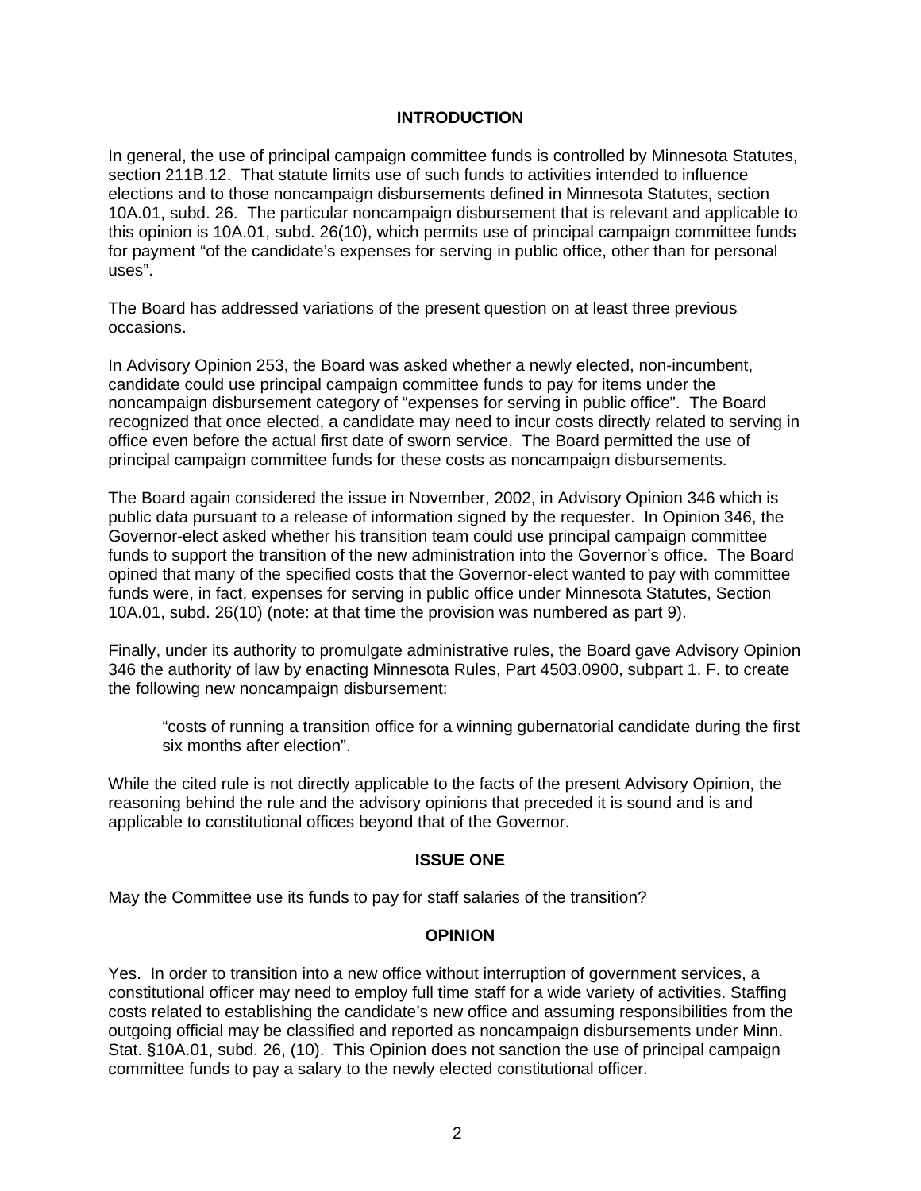## INTRODUCTION

In general, the use of principal campaign committee funds is controlled by Minnesota Statutes, section 211B.12. That statute limits use of such funds to activities intended to influence elections and to those noncampaign disbursements defined in Minnesota Statutes, section 10A.01, subd. 26. The particular noncampaign disbursement that is relevant and applicable to this opinion is 10A.01, subd. 26(10), which permits use of principal campaign committee funds for payment "of the candidate's expenses for serving in public office, other than for personal uses".

The Board has addressed variations of the present question on at least three previous occasions.

In Advisory Opinion 253, the Board was asked whether a newly elected, non-incumbent, candidate could use principal campaign committee funds to pay for items under the noncampaign disbursement category of "expenses for serving in public office". The Board recognized that once elected, a candidate may need to incur costs directly related to serving in office even before the actual first date of sworn service. The Board permitted the use of principal campaign committee funds for these costs as noncampaign disbursements.

The Board again considered the issue in November, 2002, in Advisory Opinion 346 which is public data pursuant to a release of information signed by the requester. In Opinion 346, the Governor-elect asked whether his transition team could use principal campaign committee funds to support the transition of the new administration into the Governor's office. The Board opined that many of the specified costs that the Governor-elect wanted to pay with committee funds were, in fact, expenses for serving in public office under Minnesota Statutes, Section 10A.01, subd. 26(10) (note: at that time the provision was numbered as part 9).

Finally, under its authority to promulgate administrative rules, the Board gave Advisory Opinion 346 the authority of law by enacting Minnesota Rules, Part 4503.0900, subpart 1. F. to create the following new noncampaign disbursement:

> "costs of running a transition office for a winning gubernatorial candidate during the first six months after election".

While the cited rule is not directly applicable to the facts of the present Advisory Opinion, the reasoning behind the rule and the advisory opinions that preceded it is sound and is and applicable to constitutional offices beyond that of the Governor.

## ISSUE ONE

May the Committee use its funds to pay for staff salaries of the transition?

## OPINION

Yes. In order to transition into a new office without interruption of government services, a constitutional officer may need to employ full time staff for a wide variety of activities. Staffing costs related to establishing the candidate's new office and assuming responsibilities from the outgoing official may be classified and reported as noncampaign disbursements under Minn. Stat. §10A.01, subd. 26, (10). This Opinion does not sanction the use of principal campaign committee funds to pay a salary to the newly elected constitutional officer.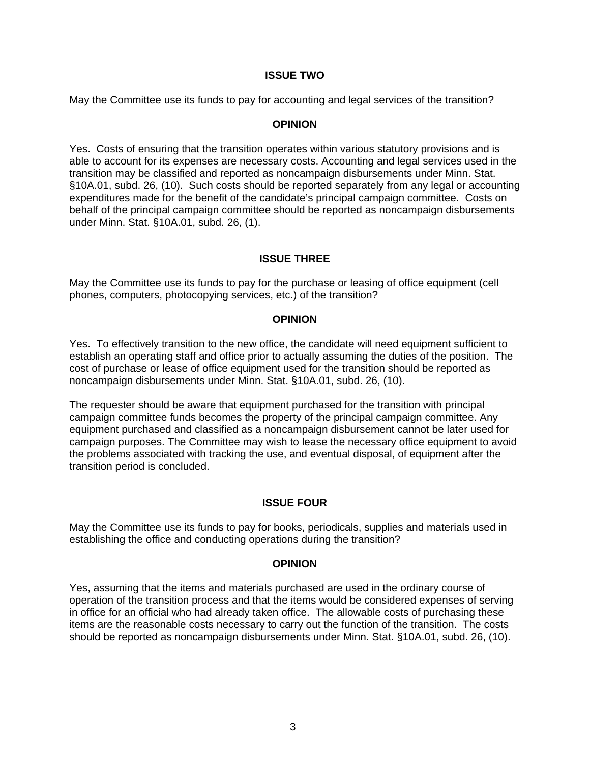### ISSUE TWO

May the Committee use its funds to pay for accounting and legal services of the transition?

### OPINION

Yes. Costs of ensuring that the transition operates within various statutory provisions and is able to account for its expenses are necessary costs. Accounting and legal services used in the transition may be classified and reported as noncampaign disbursements under Minn. Stat. §10A.01, subd. 26, (10). Such costs should be reported separately from any legal or accounting expenditures made for the benefit of the candidate's principal campaign committee. Costs on behalf of the principal campaign committee should be reported as noncampaign disbursements under Minn. Stat. §10A.01, subd. 26, (1).

### ISSUE THREE

May the Committee use its funds to pay for the purchase or leasing of office equipment (cell phones, computers, photocopying services, etc.) of the transition?

### OPINION

Yes. To effectively transition to the new office, the candidate will need equipment sufficient to establish an operating staff and office prior to actually assuming the duties of the position. The cost of purchase or lease of office equipment used for the transition should be reported as noncampaign disbursements under Minn. Stat. §10A.01, subd. 26, (10).

The requester should be aware that equipment purchased for the transition with principal campaign committee funds becomes the property of the principal campaign committee. Any equipment purchased and classified as a noncampaign disbursement cannot be later used for campaign purposes. The Committee may wish to lease the necessary office equipment to avoid the problems associated with tracking the use, and eventual disposal, of equipment after the transition period is concluded.

### ISSUE FOUR

May the Committee use its funds to pay for books, periodicals, supplies and materials used in establishing the office and conducting operations during the transition?

### OPINION

Yes, assuming that the items and materials purchased are used in the ordinary course of operation of the transition process and that the items would be considered expenses of serving in office for an official who had already taken office. The allowable costs of purchasing these items are the reasonable costs necessary to carry out the function of the transition. The costs should be reported as noncampaign disbursements under Minn. Stat. §10A.01, subd. 26, (10).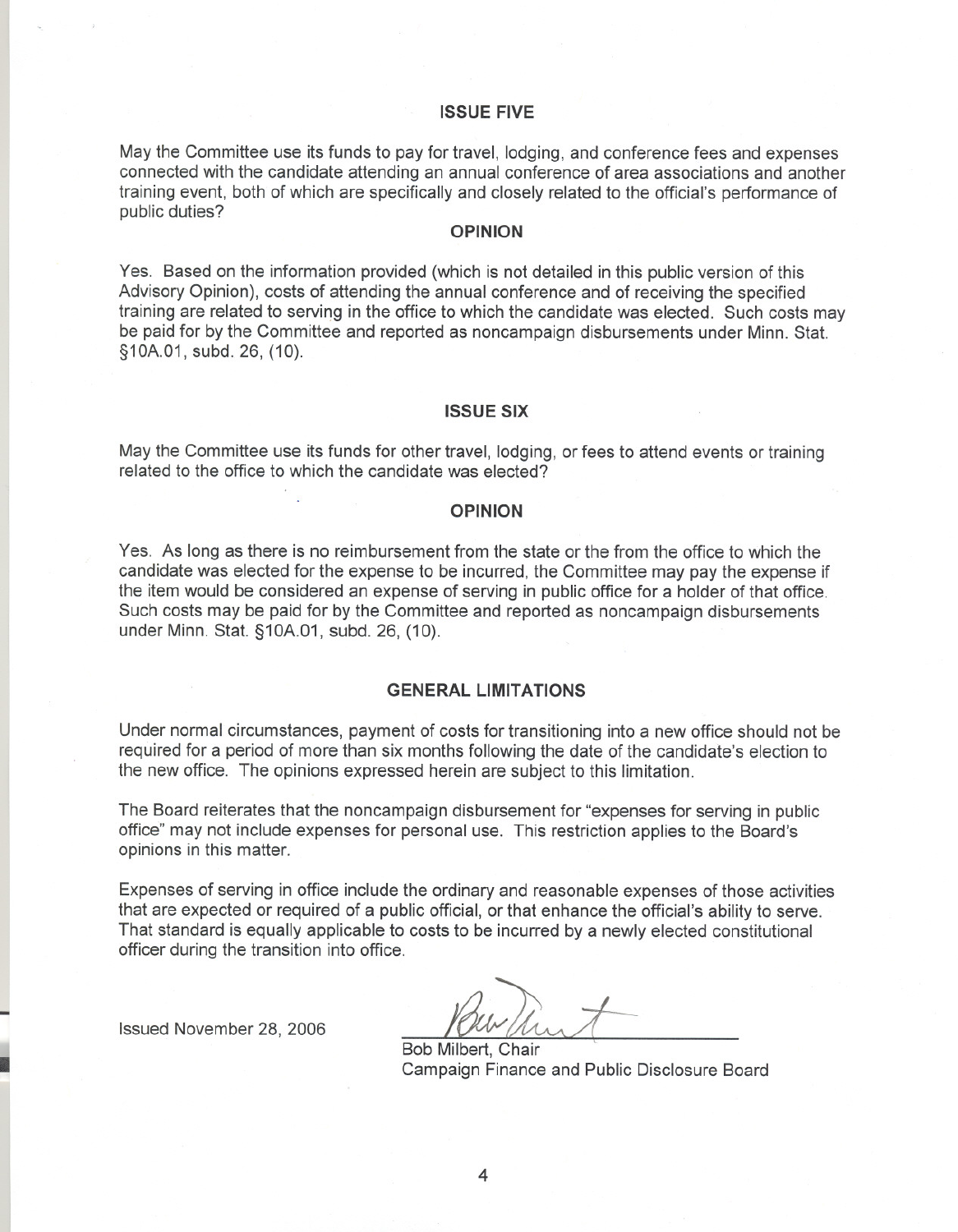## ISSUE FIVE

May the Committee use its funds to pay for travel, lodging, and conference fees and expenses connected with the candidate attending an annual conference of area associations and another training event, both of which are specifically and closely related to the official's performance of public duties?

## OPINION

Yes. Based on the information provided (which is not detailed in this public version of this Advisory Opinion), costs of attending the annual conference and of receiving the specified training are related to serving in the office to which the candidate was elected. Such costs may be paid for by the Committee and reported as noncampaign disbursements under Minn. Stat. §10A.01, subd. 26, (10).

## ISSUE SIX

May the Committee use its funds for other travel, lodging, or fees to attend events or training related to the office to which the candidate was elected?

## OPINION

Yes. As long as there is no reimbursement from the state or the from the office to which the candidate was elected for the expense to be incurred, the Committee may pay the expense if the item would be considered an expense of serving in public office for a holder of that office. Such costs may be paid for by the Committee and reported as noncampaign disbursements under Minn. Stat. §10A.01, subd. 26, (10).

## GENERAL LIMITATIONS

Under normal circumstances, payment of costs for transitioning into a new office should not be required for a period of more than six months following the date of the candidate's election to the new office. The opinions expressed herein are subject to this limitation.

The Board reiterates that the noncampaign disbursement for "expenses for serving in public office" may not include expenses for personal use. This restriction applies to the Board's opinions in this matter.

Expenses of serving in office include the ordinary and reasonable expenses of those activities that are expected or required of a public official, or that enhance the official's ability to serve. That standard is equally applicable to costs to be incurred by a newly elected constitutional officer during the transition into office.

Issued November 28, 2006

Bob Milbert, Chair
Campaign Finance and Public Disclosure Board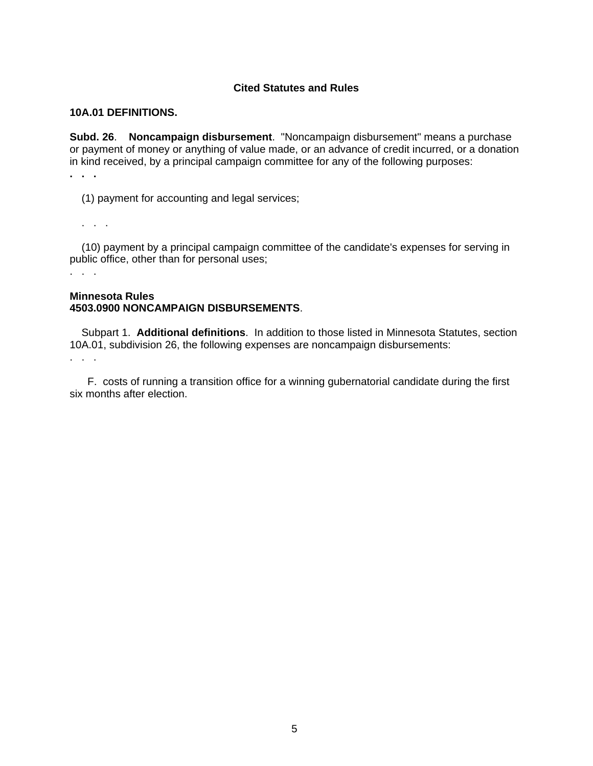## Cited Statutes and Rules

**10A.01 DEFINITIONS.**

**Subd. 26**. **Noncampaign disbursement**. "Noncampaign disbursement" means a purchase or payment of money or anything of value made, or an advance of credit incurred, or a donation in kind received, by a principal campaign committee for any of the following purposes:

**. . .**

(1) payment for accounting and legal services;

. . .

(10) payment by a principal campaign committee of the candidate's expenses for serving in public office, other than for personal uses;

. . .

**Minnesota Rules**
**4503.0900 NONCAMPAIGN DISBURSEMENTS**.

Subpart 1. **Additional definitions**. In addition to those listed in Minnesota Statutes, section 10A.01, subdivision 26, the following expenses are noncampaign disbursements:

. . .

F. costs of running a transition office for a winning gubernatorial candidate during the first six months after election.